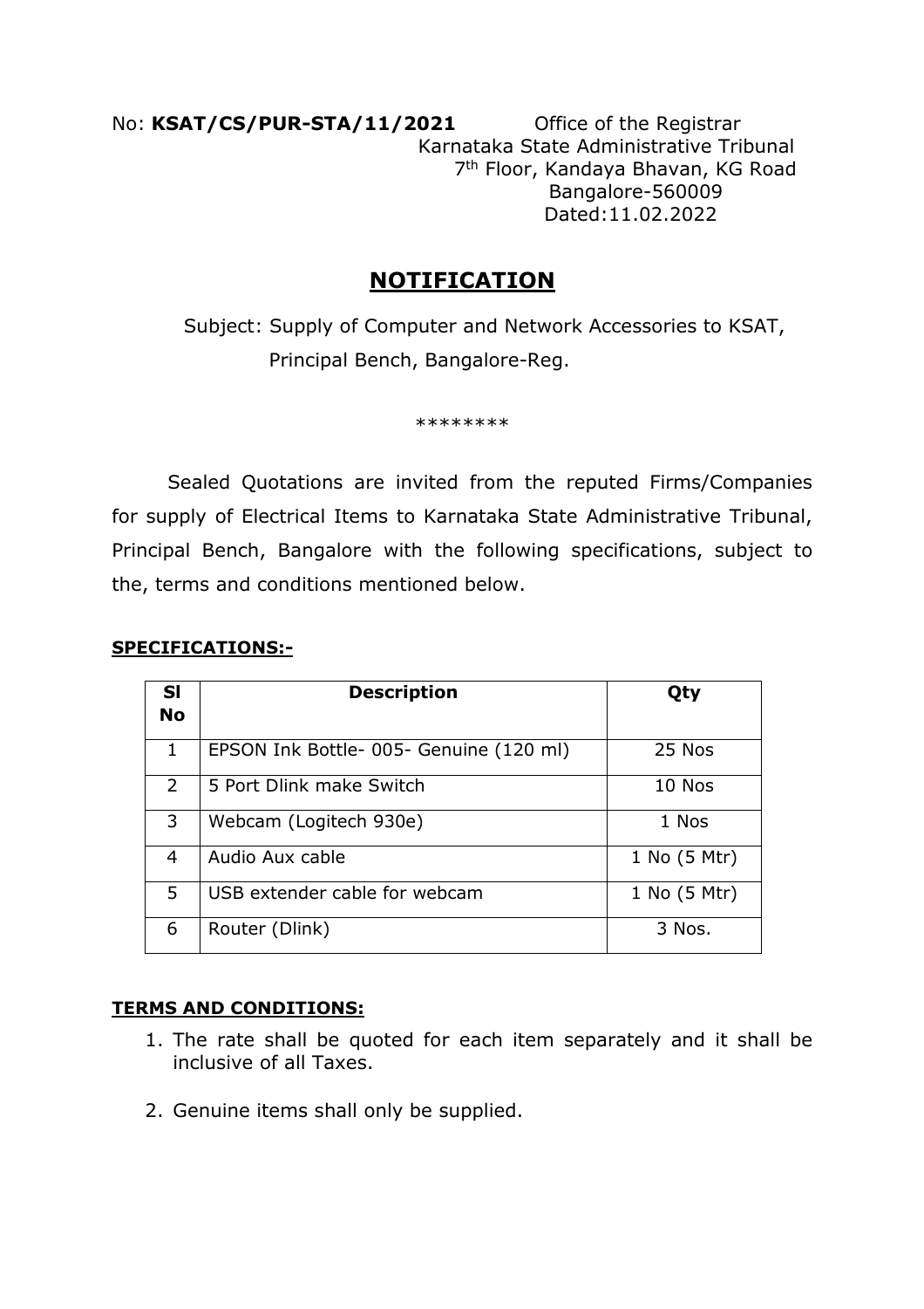No: **KSAT/CS/PUR-STA/11/2021**

Office of the Registrar
Karnataka State Administrative Tribunal
7th Floor, Kandaya Bhavan, KG Road
Bangalore-560009
Dated:11.02.2022

# NOTIFICATION

Subject: Supply of Computer and Network Accessories to KSAT, Principal Bench, Bangalore-Reg.

\*\*\*\*\*\*\*\*

Sealed Quotations are invited from the reputed Firms/Companies for supply of Electrical Items to Karnataka State Administrative Tribunal, Principal Bench, Bangalore with the following specifications, subject to the, terms and conditions mentioned below.

**SPECIFICATIONS:-**

| Sl No | Description | Qty |
|---|---|---|
| 1 | EPSON Ink Bottle- 005- Genuine (120 ml) | 25 Nos |
| 2 | 5 Port Dlink make Switch | 10 Nos |
| 3 | Webcam (Logitech 930e) | 1 Nos |
| 4 | Audio Aux cable | 1 No (5 Mtr) |
| 5 | USB extender cable for webcam | 1 No (5 Mtr) |
| 6 | Router (Dlink) | 3 Nos. |

**TERMS AND CONDITIONS:**

1. The rate shall be quoted for each item separately and it shall be inclusive of all Taxes.
2. Genuine items shall only be supplied.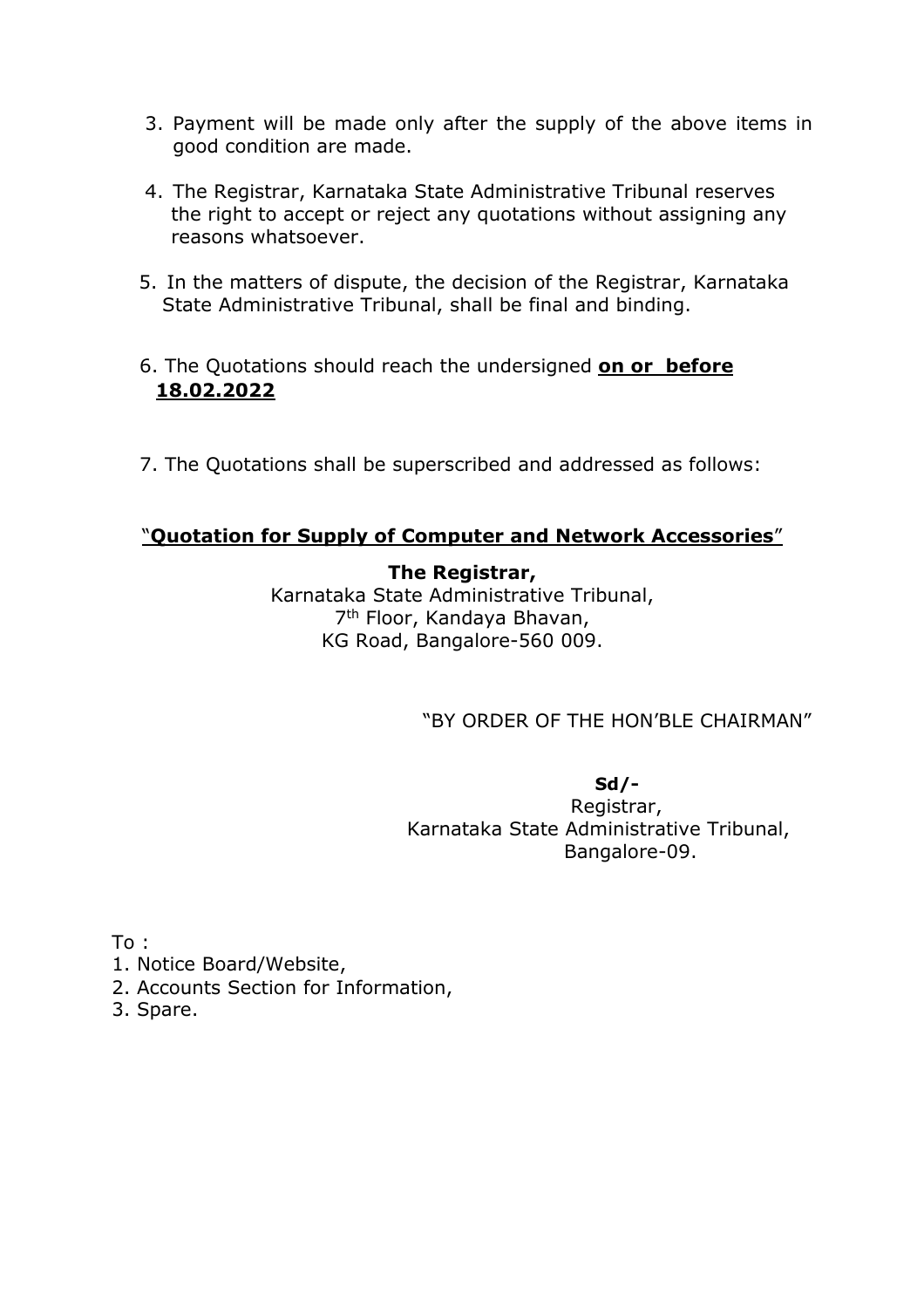3. Payment will be made only after the supply of the above items in good condition are made.

4. The Registrar, Karnataka State Administrative Tribunal reserves the right to accept or reject any quotations without assigning any reasons whatsoever.

5. In the matters of dispute, the decision of the Registrar, Karnataka State Administrative Tribunal, shall be final and binding.

6. The Quotations should reach the undersigned **on or before 18.02.2022**

7. The Quotations shall be superscribed and addressed as follows:

"**Quotation for Supply of Computer and Network Accessories**"

**The Registrar,**
Karnataka State Administrative Tribunal,
7th Floor, Kandaya Bhavan,
KG Road, Bangalore-560 009.

"BY ORDER OF THE HON'BLE CHAIRMAN"

**Sd/-**
Registrar,
Karnataka State Administrative Tribunal,
Bangalore-09.

To :
1. Notice Board/Website,
2. Accounts Section for Information,
3. Spare.